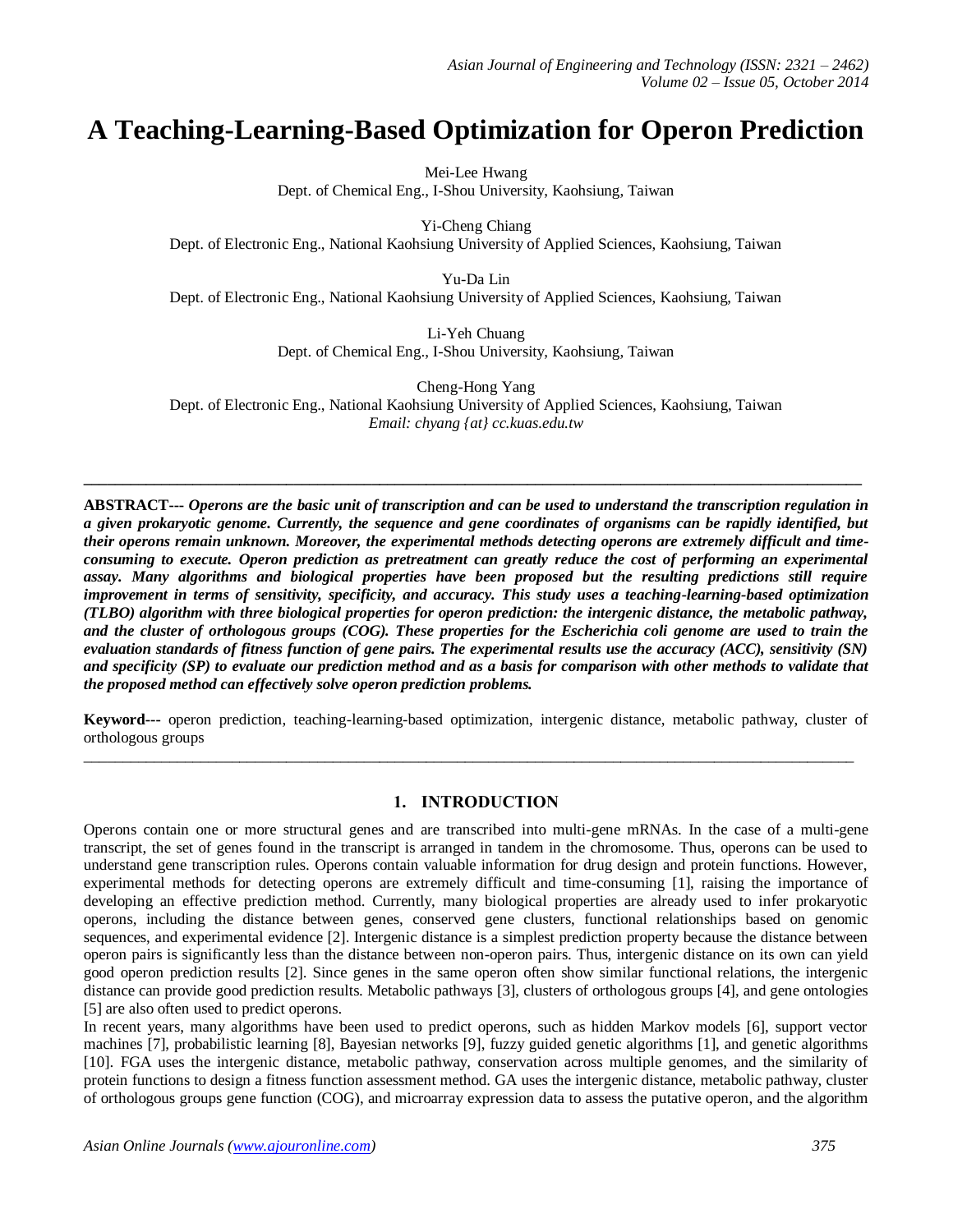# A Teaching-Learning-Based Optimization for Operon Prediction

Mei-Lee Hwang
Dept. of Chemical Eng., I-Shou University, Kaohsiung, Taiwan

Yi-Cheng Chiang
Dept. of Electronic Eng., National Kaohsiung University of Applied Sciences, Kaohsiung, Taiwan

Yu-Da Lin
Dept. of Electronic Eng., National Kaohsiung University of Applied Sciences, Kaohsiung, Taiwan

Li-Yeh Chuang
Dept. of Chemical Eng., I-Shou University, Kaohsiung, Taiwan

Cheng-Hong Yang
Dept. of Electronic Eng., National Kaohsiung University of Applied Sciences, Kaohsiung, Taiwan
*Email: chyang {at} cc.kuas.edu.tw*

---

**ABSTRACT---** ***Operons are the basic unit of transcription and can be used to understand the transcription regulation in a given prokaryotic genome. Currently, the sequence and gene coordinates of organisms can be rapidly identified, but their operons remain unknown. Moreover, the experimental methods detecting operons are extremely difficult and time-consuming to execute. Operon prediction as pretreatment can greatly reduce the cost of performing an experimental assay. Many algorithms and biological properties have been proposed but the resulting predictions still require improvement in terms of sensitivity, specificity, and accuracy. This study uses a teaching-learning-based optimization (TLBO) algorithm with three biological properties for operon prediction: the intergenic distance, the metabolic pathway, and the cluster of orthologous groups (COG). These properties for the Escherichia coli genome are used to train the evaluation standards of fitness function of gene pairs. The experimental results use the accuracy (ACC), sensitivity (SN) and specificity (SP) to evaluate our prediction method and as a basis for comparison with other methods to validate that the proposed method can effectively solve operon prediction problems.***

**Keyword---** operon prediction, teaching-learning-based optimization, intergenic distance, metabolic pathway, cluster of orthologous groups

---

## 1. INTRODUCTION

Operons contain one or more structural genes and are transcribed into multi-gene mRNAs. In the case of a multi-gene transcript, the set of genes found in the transcript is arranged in tandem in the chromosome. Thus, operons can be used to understand gene transcription rules. Operons contain valuable information for drug design and protein functions. However, experimental methods for detecting operons are extremely difficult and time-consuming [1], raising the importance of developing an effective prediction method. Currently, many biological properties are already used to infer prokaryotic operons, including the distance between genes, conserved gene clusters, functional relationships based on genomic sequences, and experimental evidence [2]. Intergenic distance is a simplest prediction property because the distance between operon pairs is significantly less than the distance between non-operon pairs. Thus, intergenic distance on its own can yield good operon prediction results [2]. Since genes in the same operon often show similar functional relations, the intergenic distance can provide good prediction results. Metabolic pathways [3], clusters of orthologous groups [4], and gene ontologies [5] are also often used to predict operons.

In recent years, many algorithms have been used to predict operons, such as hidden Markov models [6], support vector machines [7], probabilistic learning [8], Bayesian networks [9], fuzzy guided genetic algorithms [1], and genetic algorithms [10]. FGA uses the intergenic distance, metabolic pathway, conservation across multiple genomes, and the similarity of protein functions to design a fitness function assessment method. GA uses the intergenic distance, metabolic pathway, cluster of orthologous groups gene function (COG), and microarray expression data to assess the putative operon, and the algorithm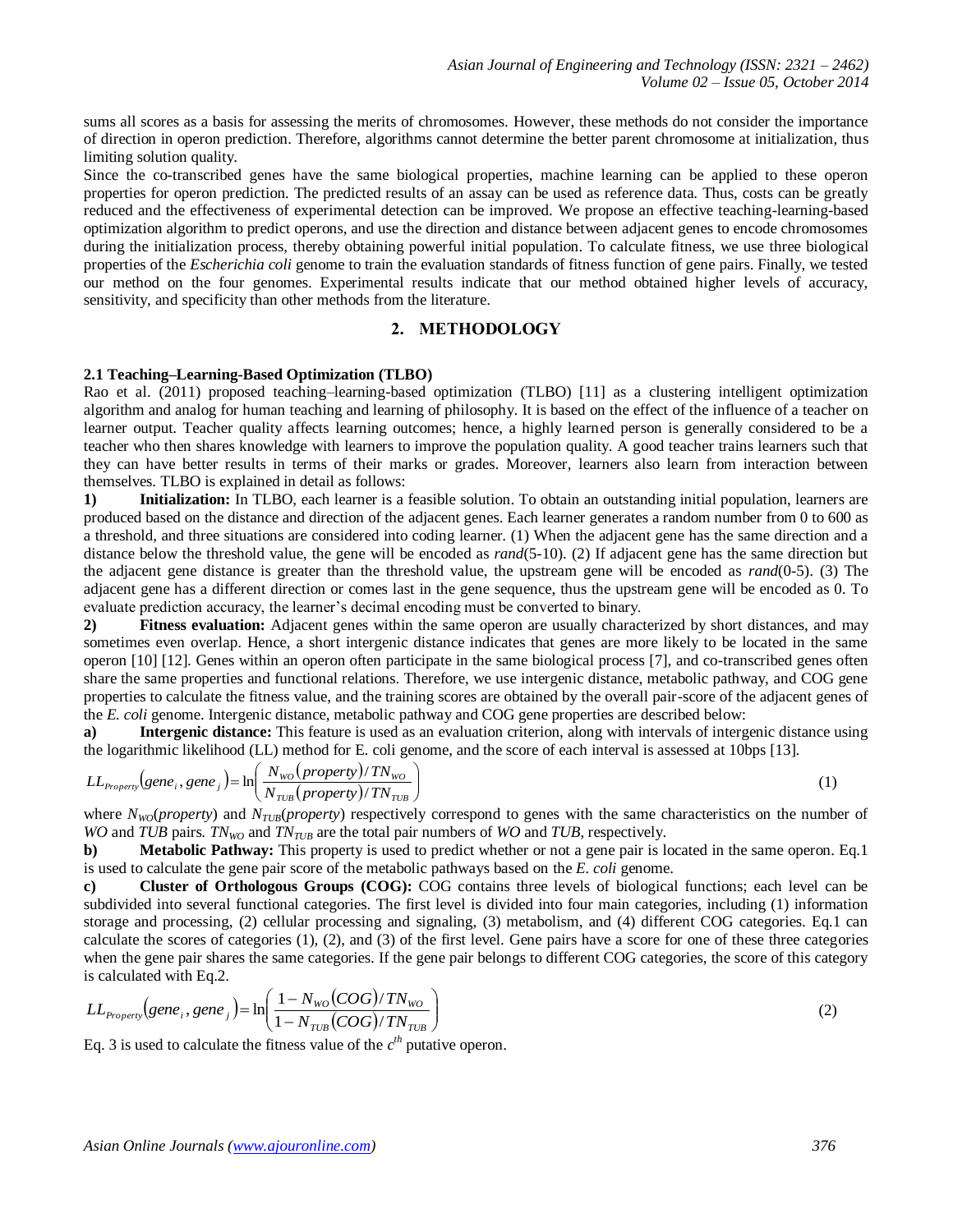sums all scores as a basis for assessing the merits of chromosomes. However, these methods do not consider the importance of direction in operon prediction. Therefore, algorithms cannot determine the better parent chromosome at initialization, thus limiting solution quality.

Since the co-transcribed genes have the same biological properties, machine learning can be applied to these operon properties for operon prediction. The predicted results of an assay can be used as reference data. Thus, costs can be greatly reduced and the effectiveness of experimental detection can be improved. We propose an effective teaching-learning-based optimization algorithm to predict operons, and use the direction and distance between adjacent genes to encode chromosomes during the initialization process, thereby obtaining powerful initial population. To calculate fitness, we use three biological properties of the *Escherichia coli* genome to train the evaluation standards of fitness function of gene pairs. Finally, we tested our method on the four genomes. Experimental results indicate that our method obtained higher levels of accuracy, sensitivity, and specificity than other methods from the literature.

## 2. METHODOLOGY

### 2.1 Teaching–Learning-Based Optimization (TLBO)

Rao et al. (2011) proposed teaching–learning-based optimization (TLBO) [11] as a clustering intelligent optimization algorithm and analog for human teaching and learning of philosophy. It is based on the effect of the influence of a teacher on learner output. Teacher quality affects learning outcomes; hence, a highly learned person is generally considered to be a teacher who then shares knowledge with learners to improve the population quality. A good teacher trains learners such that they can have better results in terms of their marks or grades. Moreover, learners also learn from interaction between themselves. TLBO is explained in detail as follows:

**1) Initialization:** In TLBO, each learner is a feasible solution. To obtain an outstanding initial population, learners are produced based on the distance and direction of the adjacent genes. Each learner generates a random number from 0 to 600 as a threshold, and three situations are considered into coding learner. (1) When the adjacent gene has the same direction and a distance below the threshold value, the gene will be encoded as *rand*(5-10). (2) If adjacent gene has the same direction but the adjacent gene distance is greater than the threshold value, the upstream gene will be encoded as *rand*(0-5). (3) The adjacent gene has a different direction or comes last in the gene sequence, thus the upstream gene will be encoded as 0. To evaluate prediction accuracy, the learner's decimal encoding must be converted to binary.

**2) Fitness evaluation:** Adjacent genes within the same operon are usually characterized by short distances, and may sometimes even overlap. Hence, a short intergenic distance indicates that genes are more likely to be located in the same operon [10] [12]. Genes within an operon often participate in the same biological process [7], and co-transcribed genes often share the same properties and functional relations. Therefore, we use intergenic distance, metabolic pathway, and COG gene properties to calculate the fitness value, and the training scores are obtained by the overall pair-score of the adjacent genes of the *E. coli* genome. Intergenic distance, metabolic pathway and COG gene properties are described below:

**a) Intergenic distance:** This feature is used as an evaluation criterion, along with intervals of intergenic distance using the logarithmic likelihood (LL) method for E. coli genome, and the score of each interval is assessed at 10bps [13].

$$LL_{Property}(gene_i, gene_j) = \ln\left(\frac{N_{WO}(property)/TN_{WO}}{N_{TUB}(property)/TN_{TUB}}\right) \tag{1}$$

where $N_{WO}(property)$ and $N_{TUB}(property)$ respectively correspond to genes with the same characteristics on the number of *WO* and *TUB* pairs. $TN_{WO}$ and $TN_{TUB}$ are the total pair numbers of *WO* and *TUB*, respectively.

**b) Metabolic Pathway:** This property is used to predict whether or not a gene pair is located in the same operon. Eq.1 is used to calculate the gene pair score of the metabolic pathways based on the *E. coli* genome.

**c) Cluster of Orthologous Groups (COG):** COG contains three levels of biological functions; each level can be subdivided into several functional categories. The first level is divided into four main categories, including (1) information storage and processing, (2) cellular processing and signaling, (3) metabolism, and (4) different COG categories. Eq.1 can calculate the scores of categories (1), (2), and (3) of the first level. Gene pairs have a score for one of these three categories when the gene pair shares the same categories. If the gene pair belongs to different COG categories, the score of this category is calculated with Eq.2.

$$LL_{Property}(gene_i, gene_j) = \ln\left(\frac{1 - N_{WO}(COG)/TN_{WO}}{1 - N_{TUB}(COG)/TN_{TUB}}\right) \tag{2}$$

Eq. 3 is used to calculate the fitness value of the $c^{th}$ putative operon.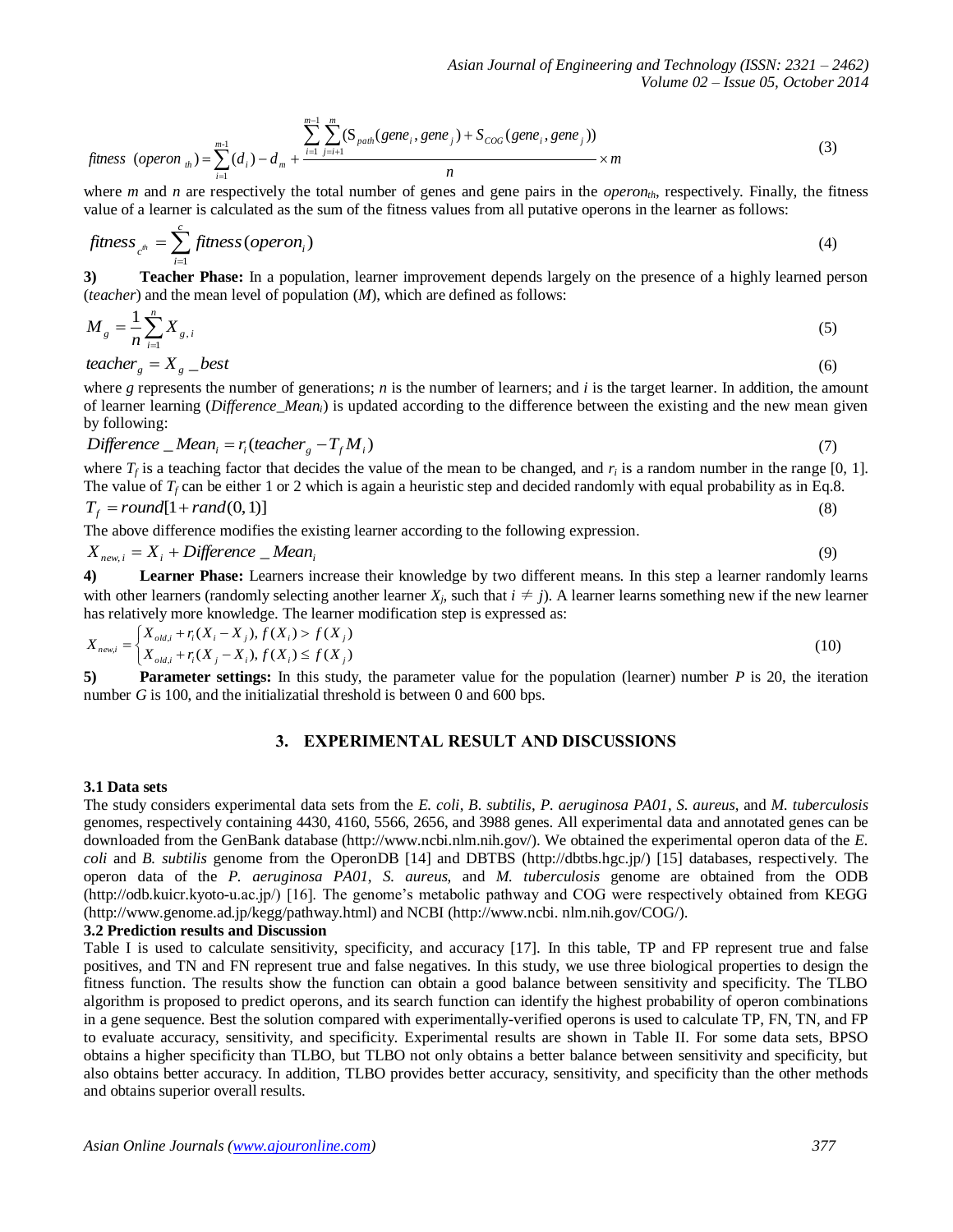$$fitness\ (operon_{th}) = \sum_{i=1}^{m-1}(d_i) - d_m + \frac{\sum_{i=1}^{m-1}\sum_{j=i+1}^{m}(S_{path}(gene_i, gene_j) + S_{COG}(gene_i, gene_j))}{n} \times m \tag{3}$$

where $m$ and $n$ are respectively the total number of genes and gene pairs in the $operon_{th}$, respectively. Finally, the fitness value of a learner is calculated as the sum of the fitness values from all putative operons in the learner as follows:

$$fitness_{c^{th}} = \sum_{i=1}^{c} fitness(operon_i) \tag{4}$$

**3) Teacher Phase:** In a population, learner improvement depends largely on the presence of a highly learned person (*teacher*) and the mean level of population ($M$), which are defined as follows:

$$M_g = \frac{1}{n}\sum_{i=1}^{n} X_{g,i} \tag{5}$$

$$teacher_g = X_g\_best \tag{6}$$

where $g$ represents the number of generations; $n$ is the number of learners; and $i$ is the target learner. In addition, the amount of learner learning ($Difference\_Mean_i$) is updated according to the difference between the existing and the new mean given by following:

$$Difference\_Mean_i = r_i(teacher_g - T_f M_i) \tag{7}$$

where $T_f$ is a teaching factor that decides the value of the mean to be changed, and $r_i$ is a random number in the range [0, 1]. The value of $T_f$ can be either 1 or 2 which is again a heuristic step and decided randomly with equal probability as in Eq.8.

$$T_f = round[1 + rand(0,1)] \tag{8}$$

The above difference modifies the existing learner according to the following expression.

$$X_{new,i} = X_i + Difference\_Mean_i \tag{9}$$

**4) Learner Phase:** Learners increase their knowledge by two different means. In this step a learner randomly learns with other learners (randomly selecting another learner $X_j$, such that $i \neq j$). A learner learns something new if the new learner has relatively more knowledge. The learner modification step is expressed as:

$$X_{new,i} = \begin{cases} X_{old,i} + r_i(X_i - X_j),\ f(X_i) > f(X_j) \\ X_{old,i} + r_i(X_j - X_i),\ f(X_i) \le f(X_j) \end{cases} \tag{10}$$

**5) Parameter settings:** In this study, the parameter value for the population (learner) number $P$ is 20, the iteration number $G$ is 100, and the initializatial threshold is between 0 and 600 bps.

## 3. EXPERIMENTAL RESULT AND DISCUSSIONS

### 3.1 Data sets

The study considers experimental data sets from the *E. coli*, *B. subtilis*, *P. aeruginosa PA01*, *S. aureus*, and *M. tuberculosis* genomes, respectively containing 4430, 4160, 5566, 2656, and 3988 genes. All experimental data and annotated genes can be downloaded from the GenBank database (http://www.ncbi.nlm.nih.gov/). We obtained the experimental operon data of the *E. coli* and *B. subtilis* genome from the OperonDB [14] and DBTBS (http://dbtbs.hgc.jp/) [15] databases, respectively. The operon data of the *P. aeruginosa PA01*, *S. aureus*, and *M. tuberculosis* genome are obtained from the ODB (http://odb.kuicr.kyoto-u.ac.jp/) [16]. The genome's metabolic pathway and COG were respectively obtained from KEGG (http://www.genome.ad.jp/kegg/pathway.html) and NCBI (http://www.ncbi. nlm.nih.gov/COG/).

### 3.2 Prediction results and Discussion

Table I is used to calculate sensitivity, specificity, and accuracy [17]. In this table, TP and FP represent true and false positives, and TN and FN represent true and false negatives. In this study, we use three biological properties to design the fitness function. The results show the function can obtain a good balance between sensitivity and specificity. The TLBO algorithm is proposed to predict operons, and its search function can identify the highest probability of operon combinations in a gene sequence. Best the solution compared with experimentally-verified operons is used to calculate TP, FN, TN, and FP to evaluate accuracy, sensitivity, and specificity. Experimental results are shown in Table II. For some data sets, BPSO obtains a higher specificity than TLBO, but TLBO not only obtains a better balance between sensitivity and specificity, but also obtains better accuracy. In addition, TLBO provides better accuracy, sensitivity, and specificity than the other methods and obtains superior overall results.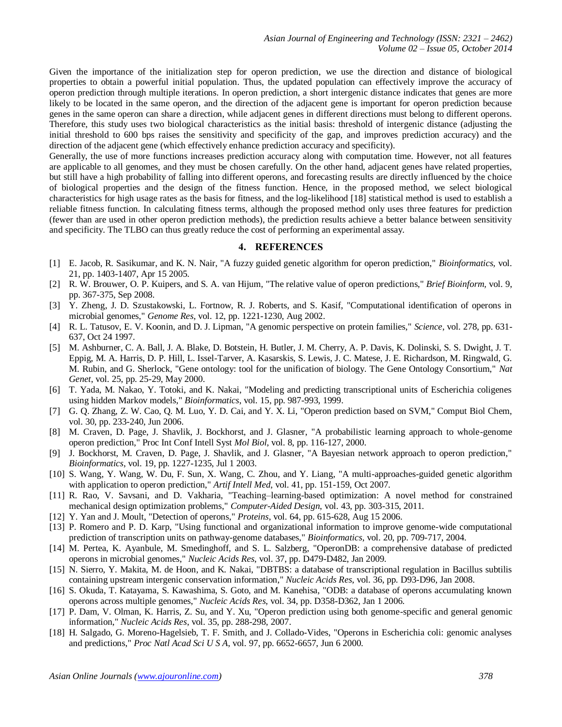Given the importance of the initialization step for operon prediction, we use the direction and distance of biological properties to obtain a powerful initial population. Thus, the updated population can effectively improve the accuracy of operon prediction through multiple iterations. In operon prediction, a short intergenic distance indicates that genes are more likely to be located in the same operon, and the direction of the adjacent gene is important for operon prediction because genes in the same operon can share a direction, while adjacent genes in different directions must belong to different operons. Therefore, this study uses two biological characteristics as the initial basis: threshold of intergenic distance (adjusting the initial threshold to 600 bps raises the sensitivity and specificity of the gap, and improves prediction accuracy) and the direction of the adjacent gene (which effectively enhance prediction accuracy and specificity).

Generally, the use of more functions increases prediction accuracy along with computation time. However, not all features are applicable to all genomes, and they must be chosen carefully. On the other hand, adjacent genes have related properties, but still have a high probability of falling into different operons, and forecasting results are directly influenced by the choice of biological properties and the design of the fitness function. Hence, in the proposed method, we select biological characteristics for high usage rates as the basis for fitness, and the log-likelihood [18] statistical method is used to establish a reliable fitness function. In calculating fitness terms, although the proposed method only uses three features for prediction (fewer than are used in other operon prediction methods), the prediction results achieve a better balance between sensitivity and specificity. The TLBO can thus greatly reduce the cost of performing an experimental assay.

## 4. REFERENCES

[1] E. Jacob, R. Sasikumar, and K. N. Nair, "A fuzzy guided genetic algorithm for operon prediction," *Bioinformatics*, vol. 21, pp. 1403-1407, Apr 15 2005.

[2] R. W. Brouwer, O. P. Kuipers, and S. A. van Hijum, "The relative value of operon predictions," *Brief Bioinform*, vol. 9, pp. 367-375, Sep 2008.

[3] Y. Zheng, J. D. Szustakowski, L. Fortnow, R. J. Roberts, and S. Kasif, "Computational identification of operons in microbial genomes," *Genome Res*, vol. 12, pp. 1221-1230, Aug 2002.

[4] R. L. Tatusov, E. V. Koonin, and D. J. Lipman, "A genomic perspective on protein families," *Science*, vol. 278, pp. 631-637, Oct 24 1997.

[5] M. Ashburner, C. A. Ball, J. A. Blake, D. Botstein, H. Butler, J. M. Cherry, A. P. Davis, K. Dolinski, S. S. Dwight, J. T. Eppig, M. A. Harris, D. P. Hill, L. Issel-Tarver, A. Kasarskis, S. Lewis, J. C. Matese, J. E. Richardson, M. Ringwald, G. M. Rubin, and G. Sherlock, "Gene ontology: tool for the unification of biology. The Gene Ontology Consortium," *Nat Genet*, vol. 25, pp. 25-29, May 2000.

[6] T. Yada, M. Nakao, Y. Totoki, and K. Nakai, "Modeling and predicting transcriptional units of Escherichia coligenes using hidden Markov models," *Bioinformatics*, vol. 15, pp. 987-993, 1999.

[7] G. Q. Zhang, Z. W. Cao, Q. M. Luo, Y. D. Cai, and Y. X. Li, "Operon prediction based on SVM," Comput Biol Chem, vol. 30, pp. 233-240, Jun 2006.

[8] M. Craven, D. Page, J. Shavlik, J. Bockhorst, and J. Glasner, "A probabilistic learning approach to whole-genome operon prediction," Proc Int Conf Intell Syst *Mol Biol*, vol. 8, pp. 116-127, 2000.

[9] J. Bockhorst, M. Craven, D. Page, J. Shavlik, and J. Glasner, "A Bayesian network approach to operon prediction," *Bioinformatics*, vol. 19, pp. 1227-1235, Jul 1 2003.

[10] S. Wang, Y. Wang, W. Du, F. Sun, X. Wang, C. Zhou, and Y. Liang, "A multi-approaches-guided genetic algorithm with application to operon prediction," *Artif Intell Med*, vol. 41, pp. 151-159, Oct 2007.

[11] R. Rao, V. Savsani, and D. Vakharia, "Teaching–learning-based optimization: A novel method for constrained mechanical design optimization problems," *Computer-Aided Design*, vol. 43, pp. 303-315, 2011.

[12] Y. Yan and J. Moult, "Detection of operons," *Proteins*, vol. 64, pp. 615-628, Aug 15 2006.

[13] P. Romero and P. D. Karp, "Using functional and organizational information to improve genome-wide computational prediction of transcription units on pathway-genome databases," *Bioinformatics*, vol. 20, pp. 709-717, 2004.

[14] M. Pertea, K. Ayanbule, M. Smedinghoff, and S. L. Salzberg, "OperonDB: a comprehensive database of predicted operons in microbial genomes," *Nucleic Acids Res*, vol. 37, pp. D479-D482, Jan 2009.

[15] N. Sierro, Y. Makita, M. de Hoon, and K. Nakai, "DBTBS: a database of transcriptional regulation in Bacillus subtilis containing upstream intergenic conservation information," *Nucleic Acids Res*, vol. 36, pp. D93-D96, Jan 2008.

[16] S. Okuda, T. Katayama, S. Kawashima, S. Goto, and M. Kanehisa, "ODB: a database of operons accumulating known operons across multiple genomes," *Nucleic Acids Res*, vol. 34, pp. D358-D362, Jan 1 2006.

[17] P. Dam, V. Olman, K. Harris, Z. Su, and Y. Xu, "Operon prediction using both genome-specific and general genomic information," *Nucleic Acids Res*, vol. 35, pp. 288-298, 2007.

[18] H. Salgado, G. Moreno-Hagelsieb, T. F. Smith, and J. Collado-Vides, "Operons in Escherichia coli: genomic analyses and predictions," *Proc Natl Acad Sci U S A*, vol. 97, pp. 6652-6657, Jun 6 2000.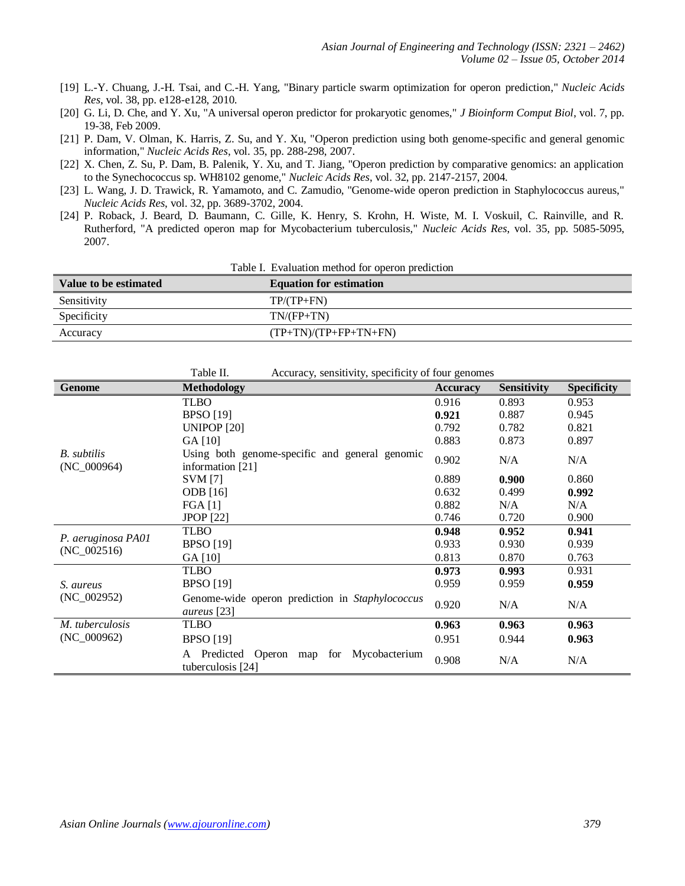[19] L.-Y. Chuang, J.-H. Tsai, and C.-H. Yang, "Binary particle swarm optimization for operon prediction," *Nucleic Acids Res*, vol. 38, pp. e128-e128, 2010.

[20] G. Li, D. Che, and Y. Xu, "A universal operon predictor for prokaryotic genomes," *J Bioinform Comput Biol*, vol. 7, pp. 19-38, Feb 2009.

[21] P. Dam, V. Olman, K. Harris, Z. Su, and Y. Xu, "Operon prediction using both genome-specific and general genomic information," *Nucleic Acids Res*, vol. 35, pp. 288-298, 2007.

[22] X. Chen, Z. Su, P. Dam, B. Palenik, Y. Xu, and T. Jiang, "Operon prediction by comparative genomics: an application to the Synechococcus sp. WH8102 genome," *Nucleic Acids Res*, vol. 32, pp. 2147-2157, 2004.

[23] L. Wang, J. D. Trawick, R. Yamamoto, and C. Zamudio, "Genome-wide operon prediction in Staphylococcus aureus," *Nucleic Acids Res*, vol. 32, pp. 3689-3702, 2004.

[24] P. Roback, J. Beard, D. Baumann, C. Gille, K. Henry, S. Krohn, H. Wiste, M. I. Voskuil, C. Rainville, and R. Rutherford, "A predicted operon map for Mycobacterium tuberculosis," *Nucleic Acids Res*, vol. 35, pp. 5085-5095, 2007.

Table I. Evaluation method for operon prediction

| Value to be estimated | Equation for estimation |
|---|---|
| Sensitivity | TP/(TP+FN) |
| Specificity | TN/(FP+TN) |
| Accuracy | (TP+TN)/(TP+FP+TN+FN) |

Table II. Accuracy, sensitivity, specificity of four genomes

| Genome | Methodology | Accuracy | Sensitivity | Specificity |
|---|---|---|---|---|
| *B. subtilis* (NC_000964) | TLBO | 0.916 | 0.893 | 0.953 |
| | BPSO [19] | **0.921** | 0.887 | 0.945 |
| | UNIPOP [20] | 0.792 | 0.782 | 0.821 |
| | GA [10] | 0.883 | 0.873 | 0.897 |
| | Using both genome-specific and general genomic information [21] | 0.902 | N/A | N/A |
| | SVM [7] | 0.889 | **0.900** | 0.860 |
| | ODB [16] | 0.632 | 0.499 | **0.992** |
| | FGA [1] | 0.882 | N/A | N/A |
| | JPOP [22] | 0.746 | 0.720 | 0.900 |
| *P. aeruginosa PA01* (NC_002516) | TLBO | **0.948** | **0.952** | **0.941** |
| | BPSO [19] | 0.933 | 0.930 | 0.939 |
| | GA [10] | 0.813 | 0.870 | 0.763 |
| *S. aureus* (NC_002952) | TLBO | **0.973** | **0.993** | 0.931 |
| | BPSO [19] | 0.959 | 0.959 | **0.959** |
| | Genome-wide operon prediction in *Staphylococcus aureus* [23] | 0.920 | N/A | N/A |
| *M. tuberculosis* (NC_000962) | TLBO | **0.963** | **0.963** | **0.963** |
| | BPSO [19] | 0.951 | 0.944 | **0.963** |
| | A Predicted Operon map for Mycobacterium tuberculosis [24] | 0.908 | N/A | N/A |